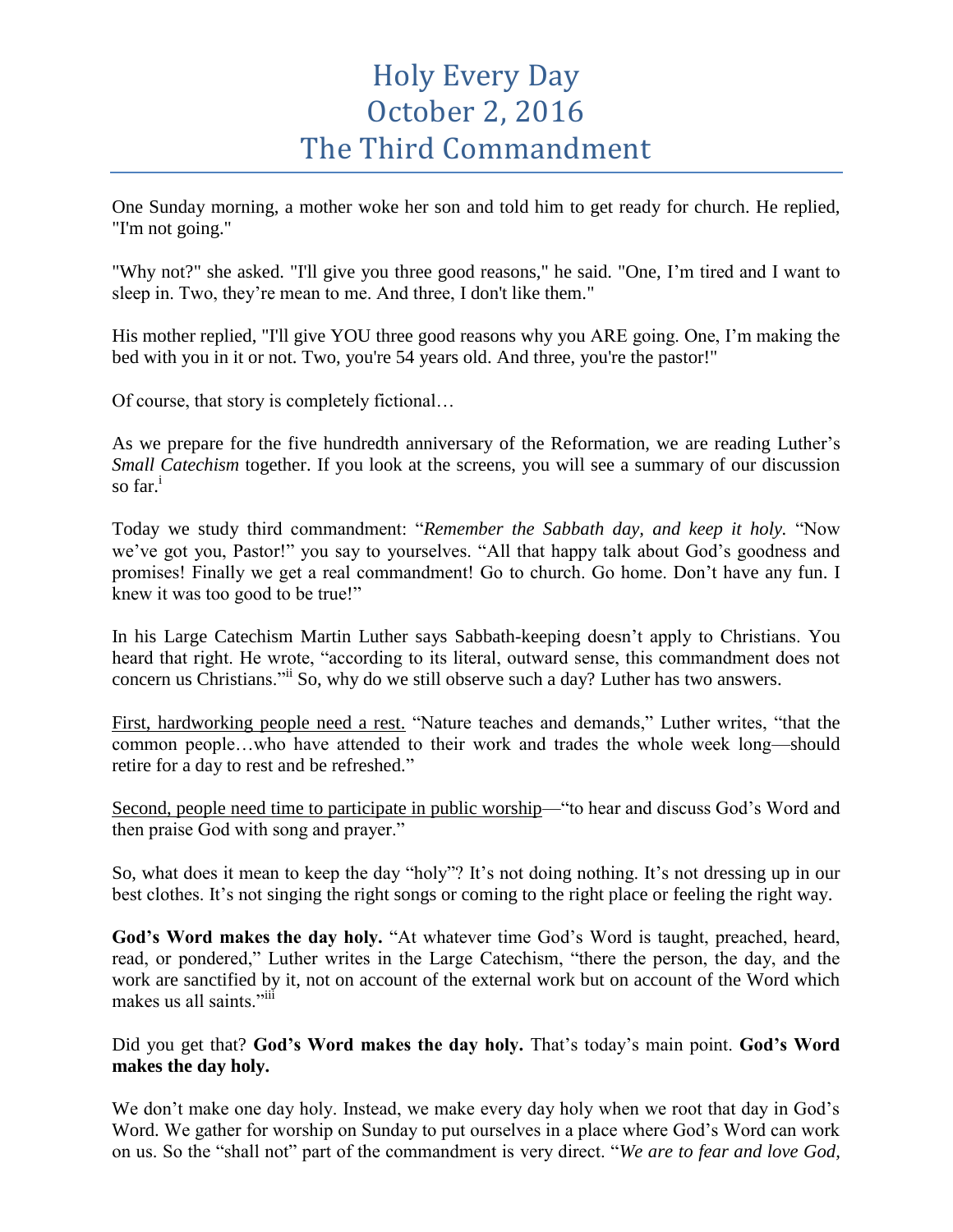# Holy Every Day
# October 2, 2016
# The Third Commandment

One Sunday morning, a mother woke her son and told him to get ready for church. He replied, "I'm not going."

"Why not?" she asked. "I'll give you three good reasons," he said. "One, I'm tired and I want to sleep in. Two, they're mean to me. And three, I don't like them."

His mother replied, "I'll give YOU three good reasons why you ARE going. One, I'm making the bed with you in it or not. Two, you're 54 years old. And three, you're the pastor!"

Of course, that story is completely fictional…

As we prepare for the five hundredth anniversary of the Reformation, we are reading Luther's *Small Catechism* together. If you look at the screens, you will see a summary of our discussion so far.[i]

Today we study third commandment: "*Remember the Sabbath day, and keep it holy.* "Now we've got you, Pastor!" you say to yourselves. "All that happy talk about God's goodness and promises! Finally we get a real commandment! Go to church. Go home. Don't have any fun. I knew it was too good to be true!"

In his Large Catechism Martin Luther says Sabbath-keeping doesn't apply to Christians. You heard that right. He wrote, "according to its literal, outward sense, this commandment does not concern us Christians."[ii] So, why do we still observe such a day? Luther has two answers.

<u>First, hardworking people need a rest.</u> "Nature teaches and demands," Luther writes, "that the common people…who have attended to their work and trades the whole week long—should retire for a day to rest and be refreshed."

<u>Second, people need time to participate in public worship</u>—"to hear and discuss God's Word and then praise God with song and prayer."

So, what does it mean to keep the day "holy"? It's not doing nothing. It's not dressing up in our best clothes. It's not singing the right songs or coming to the right place or feeling the right way.

**God's Word makes the day holy.** "At whatever time God's Word is taught, preached, heard, read, or pondered," Luther writes in the Large Catechism, "there the person, the day, and the work are sanctified by it, not on account of the external work but on account of the Word which makes us all saints."[iii]

Did you get that? **God's Word makes the day holy.** That's today's main point. **God's Word makes the day holy.**

We don't make one day holy. Instead, we make every day holy when we root that day in God's Word. We gather for worship on Sunday to put ourselves in a place where God's Word can work on us. So the "shall not" part of the commandment is very direct. "*We are to fear and love God,*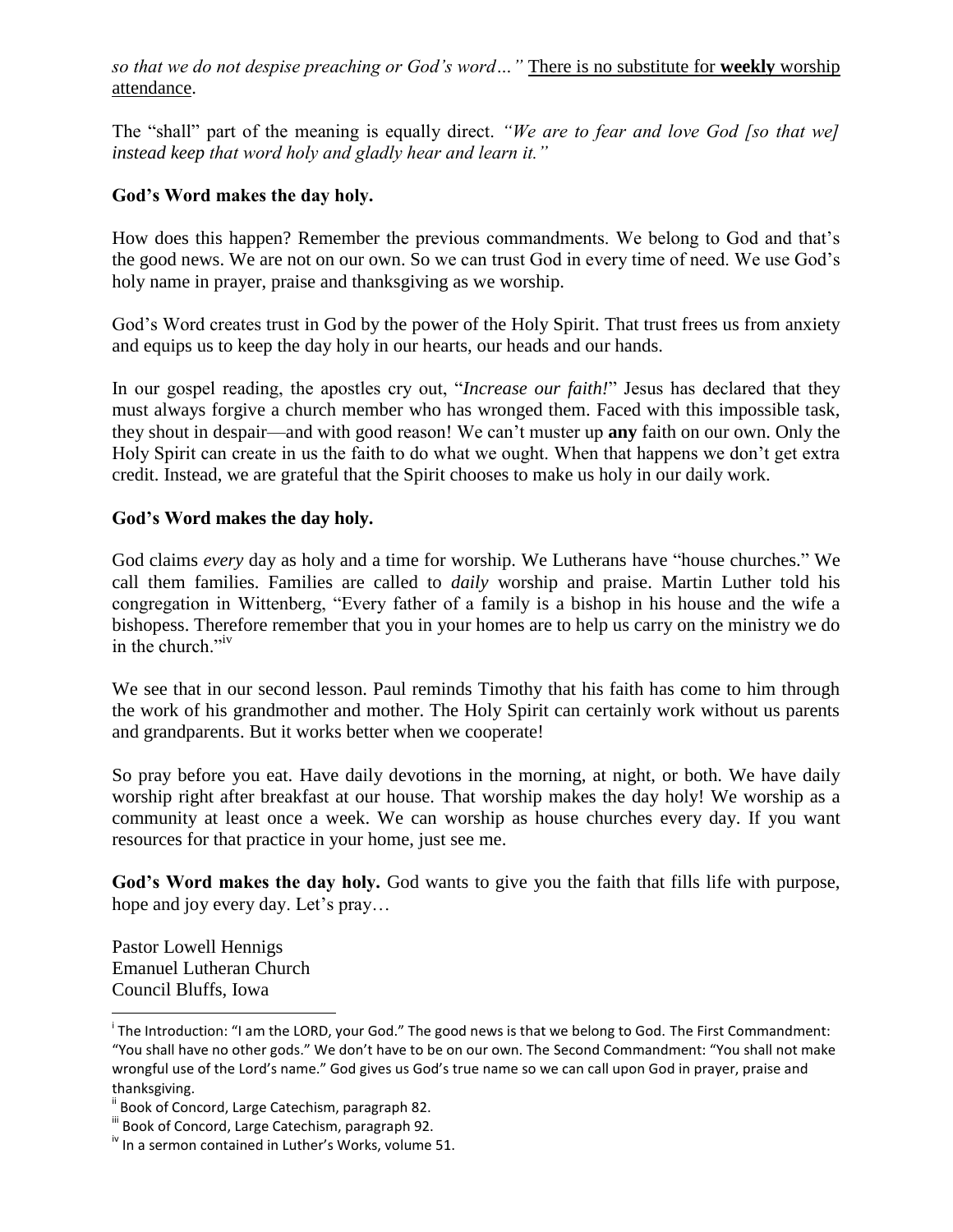*so that we do not despise preaching or God's word…"* There is no substitute for **weekly** worship attendance.

The "shall" part of the meaning is equally direct. *"We are to fear and love God [so that we] instead keep that word holy and gladly hear and learn it."*

**God's Word makes the day holy.**

How does this happen? Remember the previous commandments. We belong to God and that's the good news. We are not on our own. So we can trust God in every time of need. We use God's holy name in prayer, praise and thanksgiving as we worship.

God's Word creates trust in God by the power of the Holy Spirit. That trust frees us from anxiety and equips us to keep the day holy in our hearts, our heads and our hands.

In our gospel reading, the apostles cry out, "*Increase our faith!*" Jesus has declared that they must always forgive a church member who has wronged them. Faced with this impossible task, they shout in despair—and with good reason! We can't muster up **any** faith on our own. Only the Holy Spirit can create in us the faith to do what we ought. When that happens we don't get extra credit. Instead, we are grateful that the Spirit chooses to make us holy in our daily work.

**God's Word makes the day holy.**

God claims *every* day as holy and a time for worship. We Lutherans have "house churches." We call them families. Families are called to *daily* worship and praise. Martin Luther told his congregation in Wittenberg, "Every father of a family is a bishop in his house and the wife a bishopess. Therefore remember that you in your homes are to help us carry on the ministry we do in the church."[iv]

We see that in our second lesson. Paul reminds Timothy that his faith has come to him through the work of his grandmother and mother. The Holy Spirit can certainly work without us parents and grandparents. But it works better when we cooperate!

So pray before you eat. Have daily devotions in the morning, at night, or both. We have daily worship right after breakfast at our house. That worship makes the day holy! We worship as a community at least once a week. We can worship as house churches every day. If you want resources for that practice in your home, just see me.

**God's Word makes the day holy.** God wants to give you the faith that fills life with purpose, hope and joy every day. Let's pray…

Pastor Lowell Hennigs
Emanuel Lutheran Church
Council Bluffs, Iowa

---

[i] The Introduction: "I am the LORD, your God." The good news is that we belong to God. The First Commandment: "You shall have no other gods." We don't have to be on our own. The Second Commandment: "You shall not make wrongful use of the Lord's name." God gives us God's true name so we can call upon God in prayer, praise and thanksgiving.

[ii] Book of Concord, Large Catechism, paragraph 82.

[iii] Book of Concord, Large Catechism, paragraph 92.

[iv] In a sermon contained in Luther's Works, volume 51.